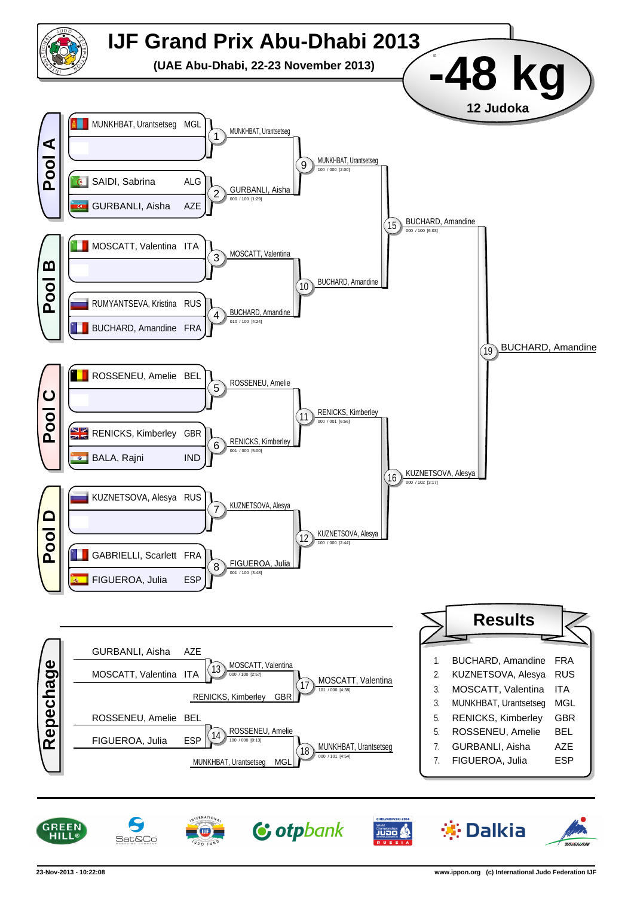# IJF Grand Prix Abu-Dhabi 2013

**(UAE Abu-Dhabi, 22-23 November 2013)**

# -48 kg

**12 Judoka**

## Pool A

| Contest | Athlete | Country | Winner | Score |
|---|---|---|---|---|
| 1 | MUNKHBAT, Urantsetseg | MGL | MUNKHBAT, Urantsetseg | |
| 1 | (bye) | | | |
| 2 | SAIDI, Sabrina | ALG | GURBANLI, Aisha | 000 / 100 [1:29] |
| 2 | GURBANLI, Aisha | AZE | | |
| 9 | | | MUNKHBAT, Urantsetseg | 100 / 000 [2:00] |

## Pool B

| Contest | Athlete | Country | Winner | Score |
|---|---|---|---|---|
| 3 | MOSCATT, Valentina | ITA | MOSCATT, Valentina | |
| 3 | (bye) | | | |
| 4 | RUMYANTSEVA, Kristina | RUS | BUCHARD, Amandine | 010 / 100 [4:24] |
| 4 | BUCHARD, Amandine | FRA | | |
| 10 | | | BUCHARD, Amandine | |

## Pool C

| Contest | Athlete | Country | Winner | Score |
|---|---|---|---|---|
| 5 | ROSSENEU, Amelie | BEL | ROSSENEU, Amelie | |
| 5 | (bye) | | | |
| 6 | RENICKS, Kimberley | GBR | RENICKS, Kimberley | 001 / 000 [5:00] |
| 6 | BALA, Rajni | IND | | |
| 11 | | | RENICKS, Kimberley | 000 / 001 [6:56] |

## Pool D

| Contest | Athlete | Country | Winner | Score |
|---|---|---|---|---|
| 7 | KUZNETSOVA, Alesya | RUS | KUZNETSOVA, Alesya | |
| 7 | (bye) | | | |
| 8 | GABRIELLI, Scarlett | FRA | FIGUEROA, Julia | 001 / 100 [3:48] |
| 8 | FIGUEROA, Julia | ESP | | |
| 12 | | | KUZNETSOVA, Alesya | 100 / 000 [2:44] |

## Semi-finals and Final

| Contest | Winner | Score |
|---|---|---|
| 15 | BUCHARD, Amandine | 000 / 100 [6:03] |
| 16 | KUZNETSOVA, Alesya | 000 / 102 [3:17] |
| 19 | BUCHARD, Amandine | |

## Repechage

| Contest | Athlete | Country | Winner | Score |
|---|---|---|---|---|
| 13 | GURBANLI, Aisha | AZE | MOSCATT, Valentina | 000 / 100 [2:57] |
| 13 | MOSCATT, Valentina | ITA | | |
| 17 | RENICKS, Kimberley | GBR | MOSCATT, Valentina | 101 / 000 [4:38] |
| 14 | ROSSENEU, Amelie | BEL | ROSSENEU, Amelie | 100 / 000 [0:13] |
| 14 | FIGUEROA, Julia | ESP | | |
| 18 | MUNKHBAT, Urantsetseg | MGL | MUNKHBAT, Urantsetseg | 000 / 101 [4:54] |

## Results

| Rank | Name | Country |
|---|---|---|
| 1. | BUCHARD, Amandine | FRA |
| 2. | KUZNETSOVA, Alesya | RUS |
| 3. | MOSCATT, Valentina | ITA |
| 3. | MUNKHBAT, Urantsetseg | MGL |
| 5. | RENICKS, Kimberley | GBR |
| 5. | ROSSENEU, Amelie | BEL |
| 7. | GURBANLI, Aisha | AZE |
| 7. | FIGUEROA, Julia | ESP |

23-Nov-2013 - 10:22:08

www.ippon.org (c) International Judo Federation IJF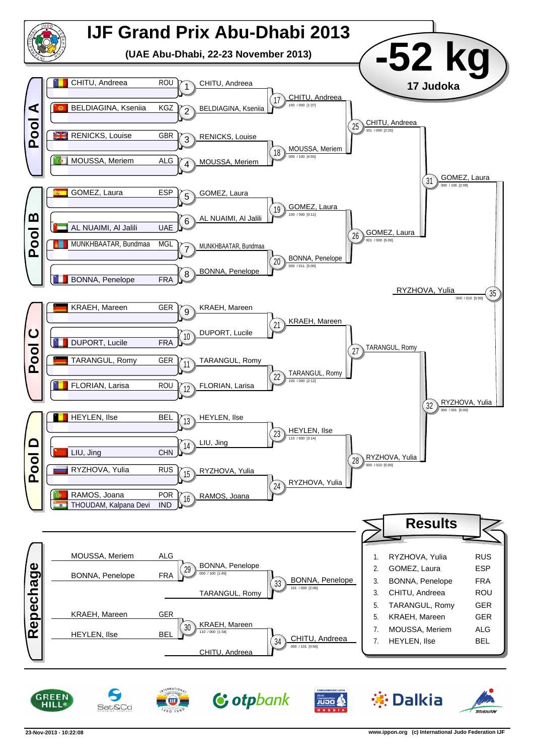# IJF Grand Prix Abu-Dhabi 2013

**(UAE Abu-Dhabi, 22-23 November 2013)**

## -52 kg

**17 Judoka**

### Pool A

| Athlete | Country |
|---|---|
| CHITU, Andreea | ROU |
| BELDIAGINA, Kseniia | KGZ |
| RENICKS, Louise | GBR |
| MOUSSA, Meriem | ALG |

- 1: CHITU, Andreea
- 2: BELDIAGINA, Kseniia
- 3: RENICKS, Louise
- 4: MOUSSA, Meriem
- 17: CHITU, Andreea — 100 / 000 [1:37]
- 18: MOUSSA, Meriem — 000 / 100 [4:55]
- 25: CHITU, Andreea — 101 / 000 [2:20]

### Pool B

| Athlete | Country |
|---|---|
| GOMEZ, Laura | ESP |
| AL NUAIMI, Al Jalili | UAE |
| MUNKHBAATAR, Bundmaa | MGL |
| BONNA, Penelope | FRA |

- 5: GOMEZ, Laura
- 6: AL NUAIMI, Al Jalili
- 7: MUNKHBAATAR, Bundmaa
- 8: BONNA, Penelope
- 19: GOMEZ, Laura — 100 / 000 [0:11]
- 20: BONNA, Penelope — 000 / 011 [5:00]
- 26: GOMEZ, Laura — 001 / 000 [5:00]
- 31: GOMEZ, Laura — 000 / 100 [2:08]

### Pool C

| Athlete | Country |
|---|---|
| KRAEH, Mareen | GER |
| DUPORT, Lucile | FRA |
| TARANGUL, Romy | GER |
| FLORIAN, Larisa | ROU |

- 9: KRAEH, Mareen
- 10: DUPORT, Lucile
- 11: TARANGUL, Romy
- 12: FLORIAN, Larisa
- 21: KRAEH, Mareen
- 22: TARANGUL, Romy — 100 / 000 [2:12]
- 27: TARANGUL, Romy

### Pool D

| Athlete | Country |
|---|---|
| HEYLEN, Ilse | BEL |
| LIU, Jing | CHN |
| RYZHOVA, Yulia | RUS |
| RAMOS, Joana | POR |
| THOUDAM, Kalpana Devi | IND |

- 13: HEYLEN, Ilse
- 14: LIU, Jing
- 15: RYZHOVA, Yulia
- 16: RAMOS, Joana
- 23: HEYLEN, Ilse — 110 / 000 [3:14]
- 24: RYZHOVA, Yulia
- 28: RYZHOVA, Yulia — 000 / 010 [5:00]
- 32: RYZHOVA, Yulia — 000 / 001 [5:00]

### Final

- 35: RYZHOVA, Yulia — 000 / 010 [5:00]

### Repechage

| Athlete | Country |
|---|---|
| MOUSSA, Meriem | ALG |
| BONNA, Penelope | FRA |
| KRAEH, Mareen | GER |
| HEYLEN, Ilse | BEL |

- 29: BONNA, Penelope — 000 / 100 [1:45]
- 30: KRAEH, Mareen — 110 / 000 [1:34]
- 33: BONNA, Penelope (vs TARANGUL, Romy) — 101 / 000 [2:06]
- 34: CHITU, Andreea (vs KRAEH, Mareen) — 000 / 101 [0:56]

### Results

| Place | Name | Country |
|---|---|---|
| 1. | RYZHOVA, Yulia | RUS |
| 2. | GOMEZ, Laura | ESP |
| 3. | BONNA, Penelope | FRA |
| 3. | CHITU, Andreea | ROU |
| 5. | TARANGUL, Romy | GER |
| 5. | KRAEH, Mareen | GER |
| 7. | MOUSSA, Meriem | ALG |
| 7. | HEYLEN, Ilse | BEL |

23-Nov-2013 - 10:22:08

www.ippon.org (c) International Judo Federation IJF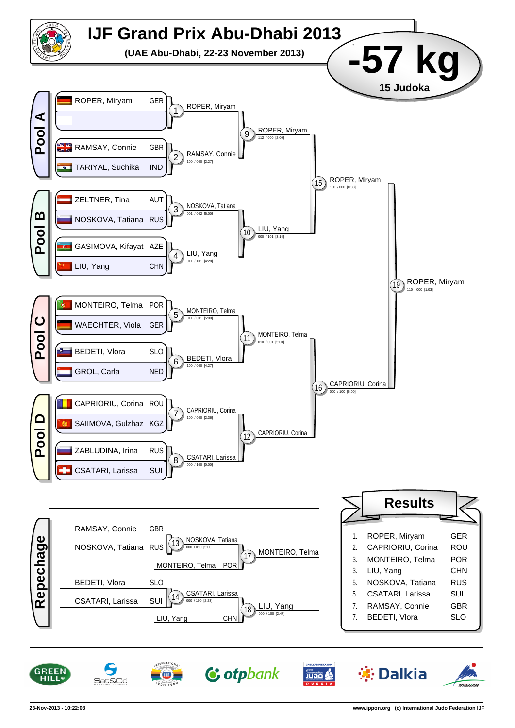# IJF Grand Prix Abu-Dhabi 2013

**(UAE Abu-Dhabi, 22-23 November 2013)**

# -57 kg

**15 Judoka**

## Pool A

| Athlete | Country |
| --- | --- |
| ROPER, Miryam | GER |
| | |
| RAMSAY, Connie | GBR |
| TARIYAL, Suchika | IND |

- 1: ROPER, Miryam
- 2: RAMSAY, Connie (100 / 000 [2:27])
- 9: ROPER, Miryam (112 / 000 [2:00])

## Pool B

| Athlete | Country |
| --- | --- |
| ZELTNER, Tina | AUT |
| NOSKOVA, Tatiana | RUS |
| GASIMOVA, Kifayat | AZE |
| LIU, Yang | CHN |

- 3: NOSKOVA, Tatiana (001 / 002 [5:00])
- 4: LIU, Yang (011 / 101 [4:28])
- 10: LIU, Yang (000 / 101 [3:14])
- 15: ROPER, Miryam (100 / 000 [0:38])

## Pool C

| Athlete | Country |
| --- | --- |
| MONTEIRO, Telma | POR |
| WAECHTER, Viola | GER |
| BEDETI, Vlora | SLO |
| GROL, Carla | NED |

- 5: MONTEIRO, Telma (011 / 001 [5:00])
- 6: BEDETI, Vlora (100 / 000 [4:27])
- 11: MONTEIRO, Telma (010 / 001 [5:00])

## Pool D

| Athlete | Country |
| --- | --- |
| CAPRIORIU, Corina | ROU |
| SAIIMOVA, Gulzhaz | KGZ |
| ZABLUDINA, Irina | RUS |
| CSATARI, Larissa | SUI |

- 7: CAPRIORIU, Corina (100 / 000 [2:36])
- 8: CSATARI, Larissa (000 / 100 [0:00])
- 12: CAPRIORIU, Corina
- 16: CAPRIORIU, Corina (000 / 100 [5:00])

**Final – 19: ROPER, Miryam (110 / 000 [1:03])**

## Repechage

- 13: RAMSAY, Connie (GBR) vs NOSKOVA, Tatiana (RUS) – NOSKOVA, Tatiana (000 / 010 [5:00])
- 17: NOSKOVA, Tatiana vs MONTEIRO, Telma (POR) – MONTEIRO, Telma
- 14: BEDETI, Vlora (SLO) vs CSATARI, Larissa (SUI) – CSATARI, Larissa (000 / 100 [2:23])
- 18: CSATARI, Larissa vs LIU, Yang (CHN) – LIU, Yang (000 / 100 [2:47])

## Results

| Rank | Athlete | Country |
| --- | --- | --- |
| 1. | ROPER, Miryam | GER |
| 2. | CAPRIORIU, Corina | ROU |
| 3. | MONTEIRO, Telma | POR |
| 3. | LIU, Yang | CHN |
| 5. | NOSKOVA, Tatiana | RUS |
| 5. | CSATARI, Larissa | SUI |
| 7. | RAMSAY, Connie | GBR |
| 7. | BEDETI, Vlora | SLO |

23-Nov-2013 - 10:22:08 — www.ippon.org (c) International Judo Federation IJF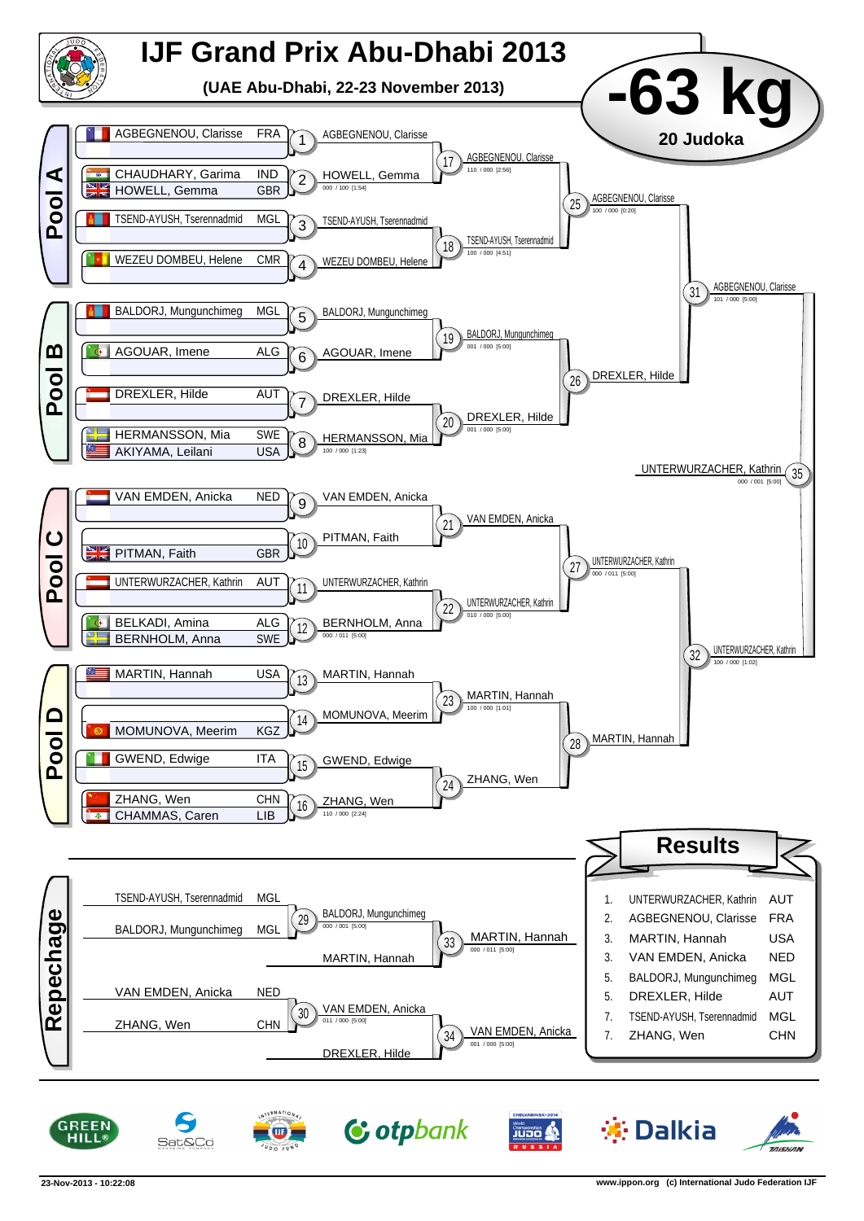# IJF Grand Prix Abu-Dhabi 2013

**(UAE Abu-Dhabi, 22-23 November 2013)**

# -63 kg

**20 Judoka**

## Pool A

| Competitor | Nation |
|---|---|
| AGBEGNENOU, Clarisse | FRA |
| CHAUDHARY, Garima | IND |
| HOWELL, Gemma | GBR |
| TSEND-AYUSH, Tserennadmid | MGL |
| WEZEU DOMBEU, Helene | CMR |

- 1: AGBEGNENOU, Clarisse
- 2: HOWELL, Gemma — 000 / 100 [1:54]
- 3: TSEND-AYUSH, Tserennadmid
- 4: WEZEU DOMBEU, Helene
- 17: AGBEGNENOU, Clarisse — 110 / 000 [2:56]
- 18: TSEND-AYUSH, Tserennadmid — 100 / 000 [4:51]
- 25: AGBEGNENOU, Clarisse — 100 / 000 [0:20]

## Pool B

| Competitor | Nation |
|---|---|
| BALDORJ, Mungunchimeg | MGL |
| AGOUAR, Imene | ALG |
| DREXLER, Hilde | AUT |
| HERMANSSON, Mia | SWE |
| AKIYAMA, Leilani | USA |

- 5: BALDORJ, Mungunchimeg
- 6: AGOUAR, Imene
- 7: DREXLER, Hilde
- 8: HERMANSSON, Mia — 100 / 000 [1:23]
- 19: BALDORJ, Mungunchimeg — 001 / 000 [5:00]
- 20: DREXLER, Hilde — 001 / 000 [5:00]
- 26: DREXLER, Hilde

- 31: AGBEGNENOU, Clarisse — 101 / 000 [5:00]

## Pool C

| Competitor | Nation |
|---|---|
| VAN EMDEN, Anicka | NED |
| PITMAN, Faith | GBR |
| UNTERWURZACHER, Kathrin | AUT |
| BELKADI, Amina | ALG |
| BERNHOLM, Anna | SWE |

- 9: VAN EMDEN, Anicka
- 10: PITMAN, Faith
- 11: UNTERWURZACHER, Kathrin
- 12: BERNHOLM, Anna — 000 / 011 [5:00]
- 21: VAN EMDEN, Anicka
- 22: UNTERWURZACHER, Kathrin — 010 / 000 [5:00]
- 27: UNTERWURZACHER, Kathrin — 000 / 011 [5:00]

## Pool D

| Competitor | Nation |
|---|---|
| MARTIN, Hannah | USA |
| MOMUNOVA, Meerim | KGZ |
| GWEND, Edwige | ITA |
| ZHANG, Wen | CHN |
| CHAMMAS, Caren | LIB |

- 13: MARTIN, Hannah
- 14: MOMUNOVA, Meerim
- 15: GWEND, Edwige
- 16: ZHANG, Wen — 110 / 000 [2:24]
- 23: MARTIN, Hannah — 100 / 000 [1:01]
- 24: ZHANG, Wen
- 28: MARTIN, Hannah

- 32: UNTERWURZACHER, Kathrin — 100 / 000 [1:02]

## Final

- 35: UNTERWURZACHER, Kathrin — 000 / 001 [5:00]

## Repechage

| Competitor | Nation |
|---|---|
| TSEND-AYUSH, Tserennadmid | MGL |
| BALDORJ, Mungunchimeg | MGL |
| VAN EMDEN, Anicka | NED |
| ZHANG, Wen | CHN |

- 29: BALDORJ, Mungunchimeg — 000 / 001 [5:00]
- 33: MARTIN, Hannah — 000 / 011 [5:00] (vs. MARTIN, Hannah)
- 30: VAN EMDEN, Anicka — 011 / 000 [5:00]
- 34: VAN EMDEN, Anicka — 001 / 000 [5:00] (vs. DREXLER, Hilde)

## Results

| Place | Name | Nation |
|---|---|---|
| 1. | UNTERWURZACHER, Kathrin | AUT |
| 2. | AGBEGNENOU, Clarisse | FRA |
| 3. | MARTIN, Hannah | USA |
| 3. | VAN EMDEN, Anicka | NED |
| 5. | BALDORJ, Mungunchimeg | MGL |
| 5. | DREXLER, Hilde | AUT |
| 7. | TSEND-AYUSH, Tserennadmid | MGL |
| 7. | ZHANG, Wen | CHN |

23-Nov-2013 - 10:22:08

www.ippon.org (c) International Judo Federation IJF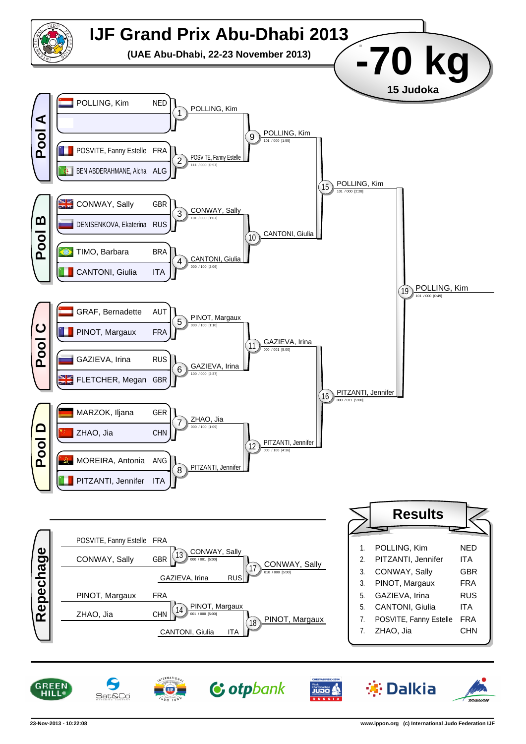# IJF Grand Prix Abu-Dhabi 2013

**(UAE Abu-Dhabi, 22-23 November 2013)**

# -70 kg

**15 Judoka**

## Pool A

| Athlete | Country |
|---|---|
| POLLING, Kim | NED |
| | |
| POSVITE, Fanny Estelle | FRA |
| BEN ABDERAHMANE, Aicha | ALG |

- 1: POLLING, Kim
- 2: POSVITE, Fanny Estelle — 111 / 000 [0:57]
- 9: POLLING, Kim — 101 / 000 [1:55]

## Pool B

| Athlete | Country |
|---|---|
| CONWAY, Sally | GBR |
| DENISENKOVA, Ekaterina | RUS |
| TIMO, Barbara | BRA |
| CANTONI, Giulia | ITA |

- 3: CONWAY, Sally — 101 / 000 [1:07]
- 4: CANTONI, Giulia — 000 / 100 [2:06]
- 10: CANTONI, Giulia

- 15: POLLING, Kim — 101 / 000 [2:28]

## Pool C

| Athlete | Country |
|---|---|
| GRAF, Bernadette | AUT |
| PINOT, Margaux | FRA |
| GAZIEVA, Irina | RUS |
| FLETCHER, Megan | GBR |

- 5: PINOT, Margaux — 000 / 100 [1:10]
- 6: GAZIEVA, Irina — 100 / 000 [2:37]
- 11: GAZIEVA, Irina — 000 / 001 [5:00]

## Pool D

| Athlete | Country |
|---|---|
| MARZOK, Iljana | GER |
| ZHAO, Jia | CHN |
| MOREIRA, Antonia | ANG |
| PITZANTI, Jennifer | ITA |

- 7: ZHAO, Jia — 000 / 100 [1:09]
- 8: PITZANTI, Jennifer
- 12: PITZANTI, Jennifer — 000 / 100 [4:36]

- 16: PITZANTI, Jennifer — 000 / 011 [5:00]

## Final

- 19: POLLING, Kim — 101 / 000 [0:49]

## Repechage

| Athlete | Country |
|---|---|
| POSVITE, Fanny Estelle | FRA |
| CONWAY, Sally | GBR |
| GAZIEVA, Irina | RUS |

- 13: CONWAY, Sally — 000 / 001 [5:00]
- 17: CONWAY, Sally — 010 / 000 [5:00]

| Athlete | Country |
|---|---|
| PINOT, Margaux | FRA |
| ZHAO, Jia | CHN |
| CANTONI, Giulia | ITA |

- 14: PINOT, Margaux — 001 / 000 [5:00]
- 18: PINOT, Margaux

## Results

| Place | Athlete | Country |
|---|---|---|
| 1. | POLLING, Kim | NED |
| 2. | PITZANTI, Jennifer | ITA |
| 3. | CONWAY, Sally | GBR |
| 3. | PINOT, Margaux | FRA |
| 5. | GAZIEVA, Irina | RUS |
| 5. | CANTONI, Giulia | ITA |
| 7. | POSVITE, Fanny Estelle | FRA |
| 7. | ZHAO, Jia | CHN |

23-Nov-2013 - 10:22:08

www.ippon.org (c) International Judo Federation IJF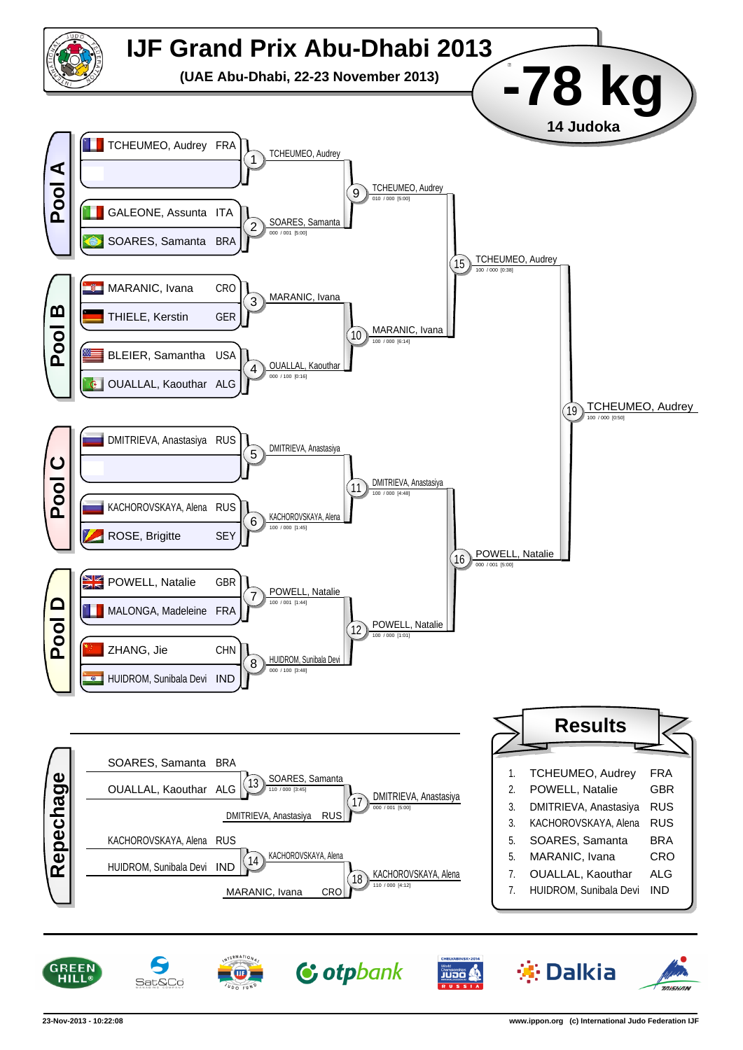# IJF Grand Prix Abu-Dhabi 2013

**(UAE Abu-Dhabi, 22-23 November 2013)**

# -78 kg

**14 Judoka**

## Pool A

| Competitor | Nation |
|---|---|
| TCHEUMEO, Audrey | FRA |
| | |
| GALEONE, Assunta | ITA |
| SOARES, Samanta | BRA |

- Contest 1: TCHEUMEO, Audrey
- Contest 2: SOARES, Samanta (000 / 001 [5:00])
- Contest 9: TCHEUMEO, Audrey (010 / 000 [5:00])

## Pool B

| Competitor | Nation |
|---|---|
| MARANIC, Ivana | CRO |
| THIELE, Kerstin | GER |
| BLEIER, Samantha | USA |
| OUALLAL, Kaouthar | ALG |

- Contest 3: MARANIC, Ivana
- Contest 4: OUALLAL, Kaouthar (000 / 100 [0:16])
- Contest 10: MARANIC, Ivana (100 / 000 [6:14])

- Contest 15: TCHEUMEO, Audrey (100 / 000 [0:38])

## Pool C

| Competitor | Nation |
|---|---|
| DMITRIEVA, Anastasiya | RUS |
| | |
| KACHOROVSKAYA, Alena | RUS |
| ROSE, Brigitte | SEY |

- Contest 5: DMITRIEVA, Anastasiya
- Contest 6: KACHOROVSKAYA, Alena (100 / 000 [1:45])
- Contest 11: DMITRIEVA, Anastasiya (100 / 000 [4:48])

## Pool D

| Competitor | Nation |
|---|---|
| POWELL, Natalie | GBR |
| MALONGA, Madeleine | FRA |
| ZHANG, Jie | CHN |
| HUIDROM, Sunibala Devi | IND |

- Contest 7: POWELL, Natalie (100 / 001 [1:44])
- Contest 8: HUIDROM, Sunibala Devi (000 / 100 [3:48])
- Contest 12: POWELL, Natalie (100 / 000 [1:01])

- Contest 16: POWELL, Natalie (000 / 001 [5:00])

**Final – Contest 19: TCHEUMEO, Audrey (100 / 000 [0:50])**

## Repechage

- Contest 13: SOARES, Samanta (BRA) vs OUALLAL, Kaouthar (ALG) → SOARES, Samanta (110 / 000 [3:45])
- Contest 17: SOARES, Samanta vs DMITRIEVA, Anastasiya (RUS) → DMITRIEVA, Anastasiya (000 / 001 [5:00])
- Contest 14: KACHOROVSKAYA, Alena (RUS) vs HUIDROM, Sunibala Devi (IND) → KACHOROVSKAYA, Alena
- Contest 18: KACHOROVSKAYA, Alena vs MARANIC, Ivana (CRO) → KACHOROVSKAYA, Alena (110 / 000 [4:12])

## Results

| Place | Name | Nation |
|---|---|---|
| 1. | TCHEUMEO, Audrey | FRA |
| 2. | POWELL, Natalie | GBR |
| 3. | DMITRIEVA, Anastasiya | RUS |
| 3. | KACHOROVSKAYA, Alena | RUS |
| 5. | SOARES, Samanta | BRA |
| 5. | MARANIC, Ivana | CRO |
| 7. | OUALLAL, Kaouthar | ALG |
| 7. | HUIDROM, Sunibala Devi | IND |

23-Nov-2013 - 10:22:08

www.ippon.org (c) International Judo Federation IJF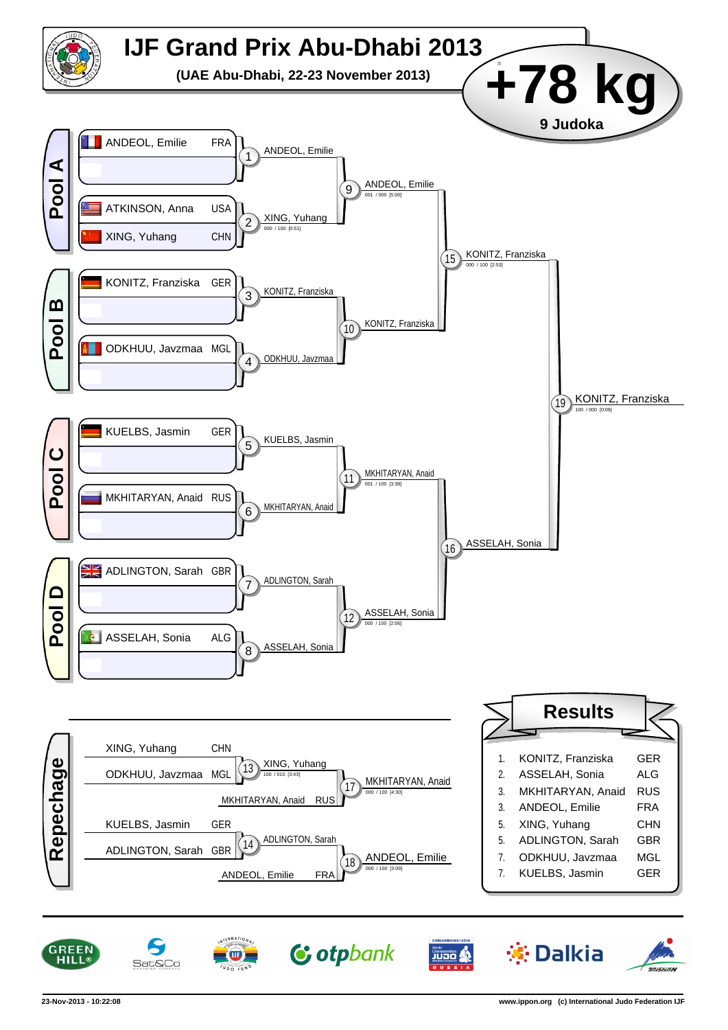# IJF Grand Prix Abu-Dhabi 2013

**(UAE Abu-Dhabi, 22-23 November 2013)**

# +78 kg

**9 Judoka**

## Pool A

ANDEOL, Emilie FRA

ATKINSON, Anna USA

XING, Yuhang CHN

1 ANDEOL, Emilie

2 XING, Yuhang 000 / 100 [0:51]

9 ANDEOL, Emilie 001 / 000 [5:00]

## Pool B

KONITZ, Franziska GER

ODKHUU, Javzmaa MGL

3 KONITZ, Franziska

4 ODKHUU, Javzmaa

10 KONITZ, Franziska

15 KONITZ, Franziska 000 / 100 [2:53]

19 KONITZ, Franziska 100 / 000 [0:09]

## Pool C

KUELBS, Jasmin GER

MKHITARYAN, Anaid RUS

5 KUELBS, Jasmin

6 MKHITARYAN, Anaid

11 MKHITARYAN, Anaid 001 / 100 [3:38]

## Pool D

ADLINGTON, Sarah GBR

ASSELAH, Sonia ALG

7 ADLINGTON, Sarah

8 ASSELAH, Sonia

12 ASSELAH, Sonia 000 / 100 [2:06]

16 ASSELAH, Sonia

## Repechage

XING, Yuhang CHN

ODKHUU, Javzmaa MGL

13 XING, Yuhang 100 / 010 [3:43]

MKHITARYAN, Anaid RUS

17 MKHITARYAN, Anaid 000 / 100 [4:30]

KUELBS, Jasmin GER

ADLINGTON, Sarah GBR

14 ADLINGTON, Sarah

ANDEOL, Emilie FRA

18 ANDEOL, Emilie 000 / 100 [3:09]

## Results

| | | |
|---|---|---|
| 1. | KONITZ, Franziska | GER |
| 2. | ASSELAH, Sonia | ALG |
| 3. | MKHITARYAN, Anaid | RUS |
| 3. | ANDEOL, Emilie | FRA |
| 5. | XING, Yuhang | CHN |
| 5. | ADLINGTON, Sarah | GBR |
| 7. | ODKHUU, Javzmaa | MGL |
| 7. | KUELBS, Jasmin | GER |

23-Nov-2013 - 10:22:08

www.ippon.org (c) International Judo Federation IJF